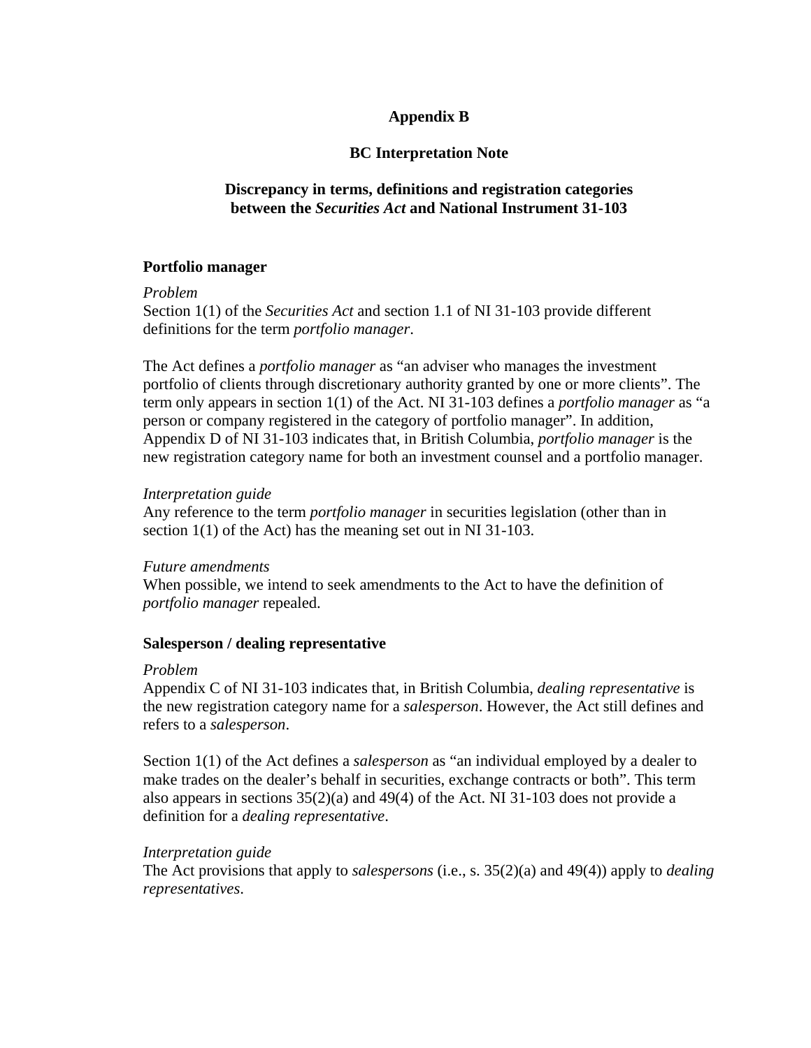# Appendix B

## BC Interpretation Note

## Discrepancy in terms, definitions and registration categories between the *Securities Act* and National Instrument 31-103

### Portfolio manager

*Problem*
Section 1(1) of the *Securities Act* and section 1.1 of NI 31-103 provide different definitions for the term *portfolio manager*.

The Act defines a *portfolio manager* as "an adviser who manages the investment portfolio of clients through discretionary authority granted by one or more clients". The term only appears in section 1(1) of the Act. NI 31-103 defines a *portfolio manager* as "a person or company registered in the category of portfolio manager". In addition, Appendix D of NI 31-103 indicates that, in British Columbia, *portfolio manager* is the new registration category name for both an investment counsel and a portfolio manager.

*Interpretation guide*
Any reference to the term *portfolio manager* in securities legislation (other than in section 1(1) of the Act) has the meaning set out in NI 31-103.

*Future amendments*
When possible, we intend to seek amendments to the Act to have the definition of *portfolio manager* repealed.

### Salesperson / dealing representative

*Problem*
Appendix C of NI 31-103 indicates that, in British Columbia, *dealing representative* is the new registration category name for a *salesperson*. However, the Act still defines and refers to a *salesperson*.

Section 1(1) of the Act defines a *salesperson* as "an individual employed by a dealer to make trades on the dealer's behalf in securities, exchange contracts or both". This term also appears in sections 35(2)(a) and 49(4) of the Act. NI 31-103 does not provide a definition for a *dealing representative*.

*Interpretation guide*
The Act provisions that apply to *salespersons* (i.e., s. 35(2)(a) and 49(4)) apply to *dealing representatives*.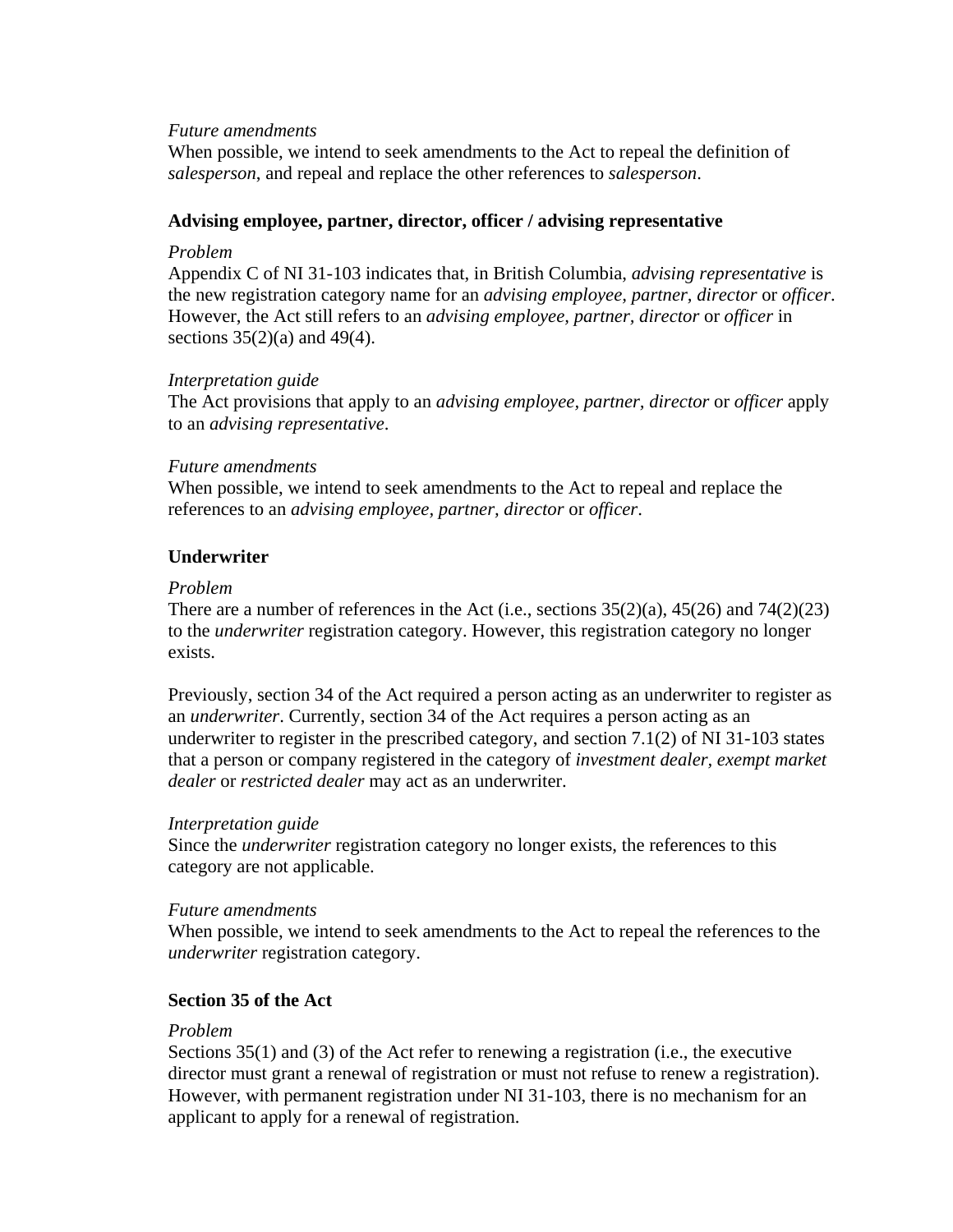*Future amendments*
When possible, we intend to seek amendments to the Act to repeal the definition of *salesperson*, and repeal and replace the other references to *salesperson*.

**Advising employee, partner, director, officer / advising representative**

*Problem*
Appendix C of NI 31-103 indicates that, in British Columbia, *advising representative* is the new registration category name for an *advising employee, partner, director* or *officer*. However, the Act still refers to an *advising employee, partner, director* or *officer* in sections 35(2)(a) and 49(4).

*Interpretation guide*
The Act provisions that apply to an *advising employee, partner, director* or *officer* apply to an *advising representative*.

*Future amendments*
When possible, we intend to seek amendments to the Act to repeal and replace the references to an *advising employee, partner, director* or *officer*.

**Underwriter**

*Problem*
There are a number of references in the Act (i.e., sections 35(2)(a), 45(26) and 74(2)(23) to the *underwriter* registration category. However, this registration category no longer exists.

Previously, section 34 of the Act required a person acting as an underwriter to register as an *underwriter*. Currently, section 34 of the Act requires a person acting as an underwriter to register in the prescribed category, and section 7.1(2) of NI 31-103 states that a person or company registered in the category of *investment dealer*, *exempt market dealer* or *restricted dealer* may act as an underwriter.

*Interpretation guide*
Since the *underwriter* registration category no longer exists, the references to this category are not applicable.

*Future amendments*
When possible, we intend to seek amendments to the Act to repeal the references to the *underwriter* registration category.

**Section 35 of the Act**

*Problem*
Sections 35(1) and (3) of the Act refer to renewing a registration (i.e., the executive director must grant a renewal of registration or must not refuse to renew a registration). However, with permanent registration under NI 31-103, there is no mechanism for an applicant to apply for a renewal of registration.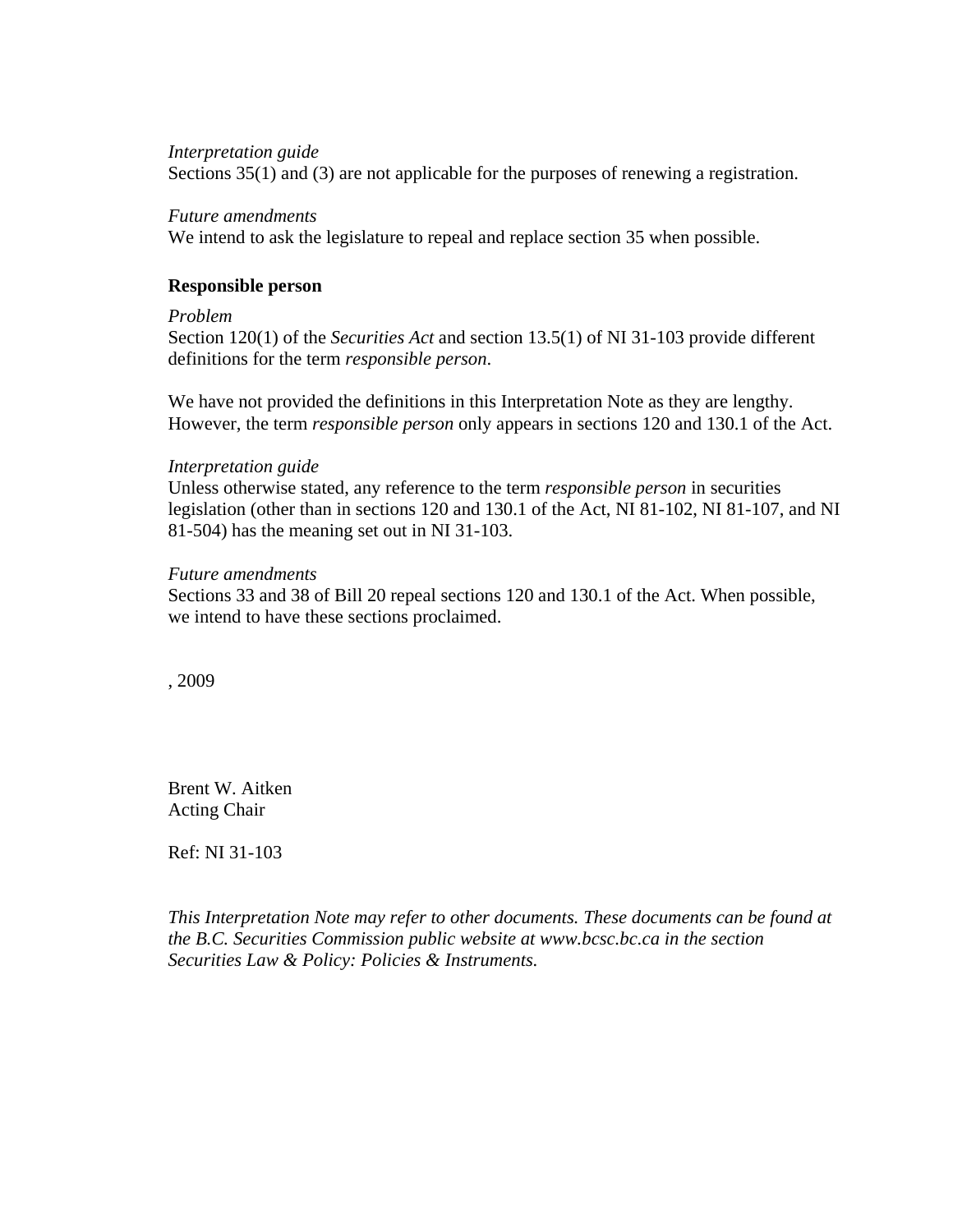*Interpretation guide*
Sections 35(1) and (3) are not applicable for the purposes of renewing a registration.

*Future amendments*
We intend to ask the legislature to repeal and replace section 35 when possible.

**Responsible person**

*Problem*
Section 120(1) of the *Securities Act* and section 13.5(1) of NI 31-103 provide different definitions for the term *responsible person*.

We have not provided the definitions in this Interpretation Note as they are lengthy. However, the term *responsible person* only appears in sections 120 and 130.1 of the Act.

*Interpretation guide*
Unless otherwise stated, any reference to the term *responsible person* in securities legislation (other than in sections 120 and 130.1 of the Act, NI 81-102, NI 81-107, and NI 81-504) has the meaning set out in NI 31-103.

*Future amendments*
Sections 33 and 38 of Bill 20 repeal sections 120 and 130.1 of the Act. When possible, we intend to have these sections proclaimed.

, 2009

Brent W. Aitken
Acting Chair

Ref: NI 31-103

*This Interpretation Note may refer to other documents. These documents can be found at the B.C. Securities Commission public website at www.bcsc.bc.ca in the section Securities Law & Policy: Policies & Instruments.*